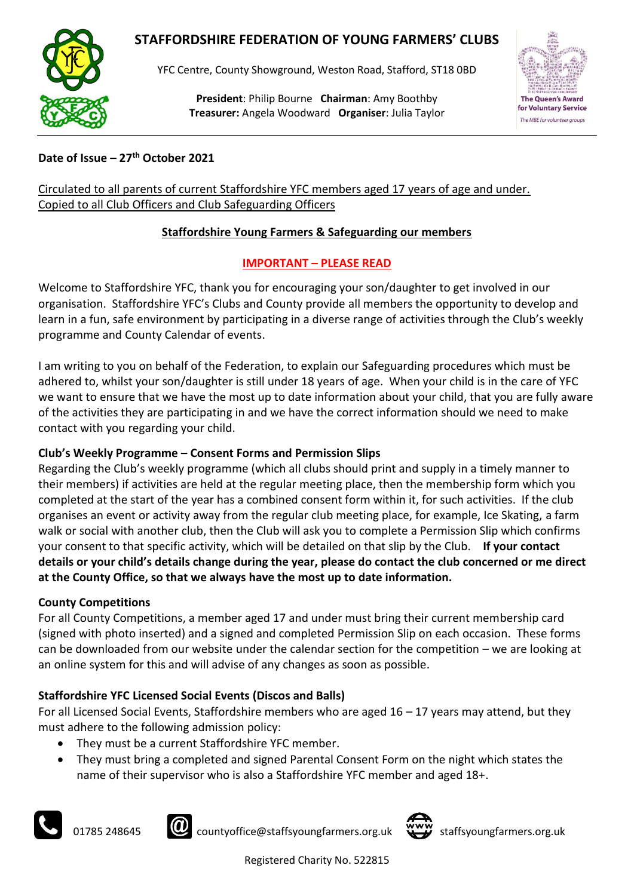# STAFFORDSHIRE FEDERATION OF YOUNG FARMERS' CLUBS

YFC Centre, County Showground, Weston Road, Stafford, ST18 0BD

**President**: Philip Bourne **Chairman**: Amy Boothby
**Treasurer:** Angela Woodward **Organiser**: Julia Taylor

The Queen's Award for Voluntary Service
*The MBE for volunteer groups*

**Date of Issue – 27th October 2021**

Circulated to all parents of current Staffordshire YFC members aged 17 years of age and under.
Copied to all Club Officers and Club Safeguarding Officers

## Staffordshire Young Farmers & Safeguarding our members

### IMPORTANT – PLEASE READ

Welcome to Staffordshire YFC, thank you for encouraging your son/daughter to get involved in our organisation. Staffordshire YFC's Clubs and County provide all members the opportunity to develop and learn in a fun, safe environment by participating in a diverse range of activities through the Club's weekly programme and County Calendar of events.

I am writing to you on behalf of the Federation, to explain our Safeguarding procedures which must be adhered to, whilst your son/daughter is still under 18 years of age. When your child is in the care of YFC we want to ensure that we have the most up to date information about your child, that you are fully aware of the activities they are participating in and we have the correct information should we need to make contact with you regarding your child.

**Club's Weekly Programme – Consent Forms and Permission Slips**

Regarding the Club's weekly programme (which all clubs should print and supply in a timely manner to their members) if activities are held at the regular meeting place, then the membership form which you completed at the start of the year has a combined consent form within it, for such activities. If the club organises an event or activity away from the regular club meeting place, for example, Ice Skating, a farm walk or social with another club, then the Club will ask you to complete a Permission Slip which confirms your consent to that specific activity, which will be detailed on that slip by the Club. **If your contact details or your child's details change during the year, please do contact the club concerned or me direct at the County Office, so that we always have the most up to date information.**

**County Competitions**

For all County Competitions, a member aged 17 and under must bring their current membership card (signed with photo inserted) and a signed and completed Permission Slip on each occasion. These forms can be downloaded from our website under the calendar section for the competition – we are looking at an online system for this and will advise of any changes as soon as possible.

**Staffordshire YFC Licensed Social Events (Discos and Balls)**

For all Licensed Social Events, Staffordshire members who are aged 16 – 17 years may attend, but they must adhere to the following admission policy:

- They must be a current Staffordshire YFC member.
- They must bring a completed and signed Parental Consent Form on the night which states the name of their supervisor who is also a Staffordshire YFC member and aged 18+.

01785 248645 countyoffice@staffsyoungfarmers.org.uk staffsyoungfarmers.org.uk

Registered Charity No. 522815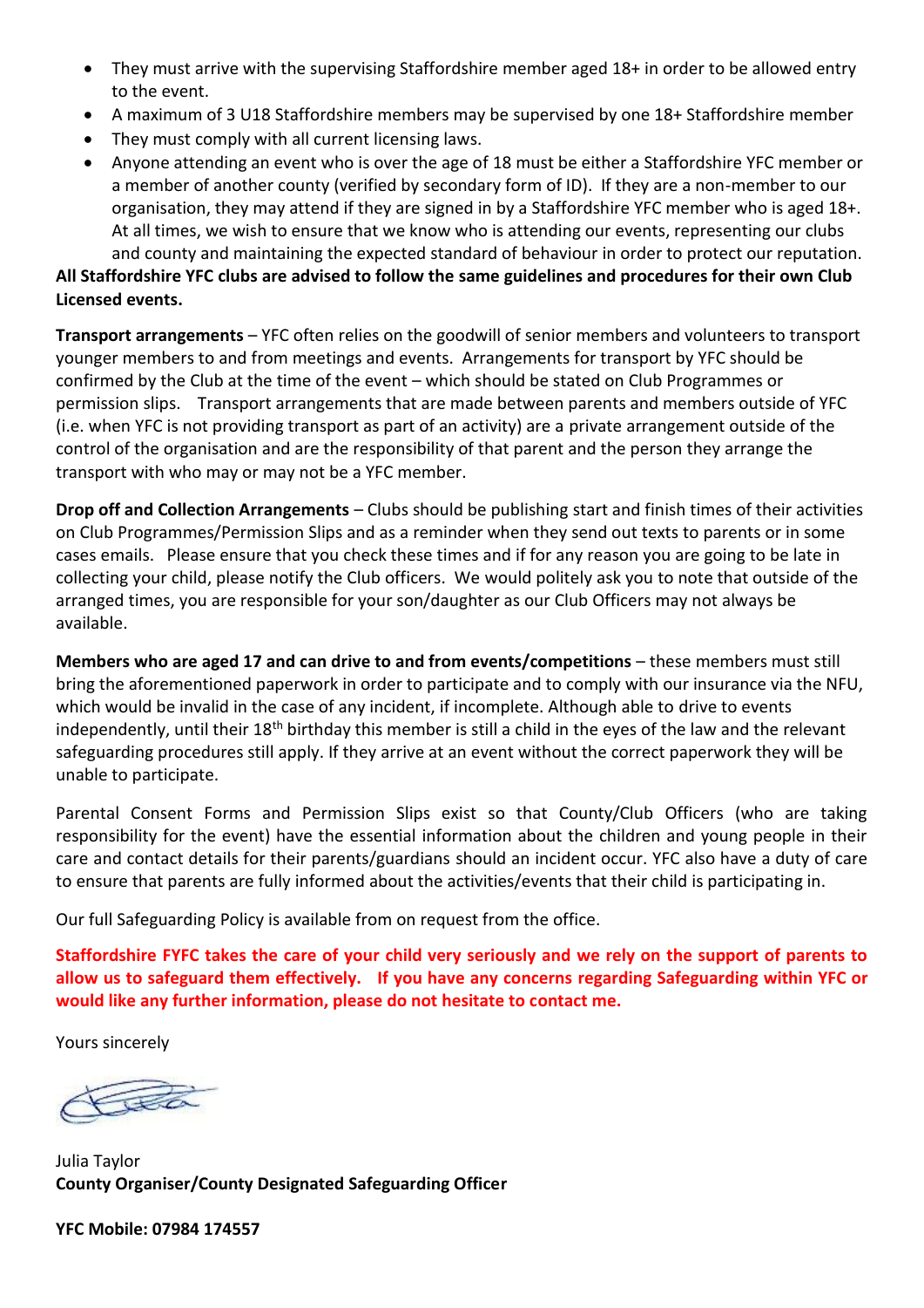- They must arrive with the supervising Staffordshire member aged 18+ in order to be allowed entry to the event.
- A maximum of 3 U18 Staffordshire members may be supervised by one 18+ Staffordshire member
- They must comply with all current licensing laws.
- Anyone attending an event who is over the age of 18 must be either a Staffordshire YFC member or a member of another county (verified by secondary form of ID). If they are a non-member to our organisation, they may attend if they are signed in by a Staffordshire YFC member who is aged 18+. At all times, we wish to ensure that we know who is attending our events, representing our clubs and county and maintaining the expected standard of behaviour in order to protect our reputation.

**All Staffordshire YFC clubs are advised to follow the same guidelines and procedures for their own Club Licensed events.**

**Transport arrangements** – YFC often relies on the goodwill of senior members and volunteers to transport younger members to and from meetings and events. Arrangements for transport by YFC should be confirmed by the Club at the time of the event – which should be stated on Club Programmes or permission slips. Transport arrangements that are made between parents and members outside of YFC (i.e. when YFC is not providing transport as part of an activity) are a private arrangement outside of the control of the organisation and are the responsibility of that parent and the person they arrange the transport with who may or may not be a YFC member.

**Drop off and Collection Arrangements** – Clubs should be publishing start and finish times of their activities on Club Programmes/Permission Slips and as a reminder when they send out texts to parents or in some cases emails. Please ensure that you check these times and if for any reason you are going to be late in collecting your child, please notify the Club officers. We would politely ask you to note that outside of the arranged times, you are responsible for your son/daughter as our Club Officers may not always be available.

**Members who are aged 17 and can drive to and from events/competitions** – these members must still bring the aforementioned paperwork in order to participate and to comply with our insurance via the NFU, which would be invalid in the case of any incident, if incomplete. Although able to drive to events independently, until their 18th birthday this member is still a child in the eyes of the law and the relevant safeguarding procedures still apply. If they arrive at an event without the correct paperwork they will be unable to participate.

Parental Consent Forms and Permission Slips exist so that County/Club Officers (who are taking responsibility for the event) have the essential information about the children and young people in their care and contact details for their parents/guardians should an incident occur. YFC also have a duty of care to ensure that parents are fully informed about the activities/events that their child is participating in.

Our full Safeguarding Policy is available from on request from the office.

**Staffordshire FYFC takes the care of your child very seriously and we rely on the support of parents to allow us to safeguard them effectively. If you have any concerns regarding Safeguarding within YFC or would like any further information, please do not hesitate to contact me.**

Yours sincerely

Julia Taylor
**County Organiser/County Designated Safeguarding Officer**

**YFC Mobile: 07984 174557**